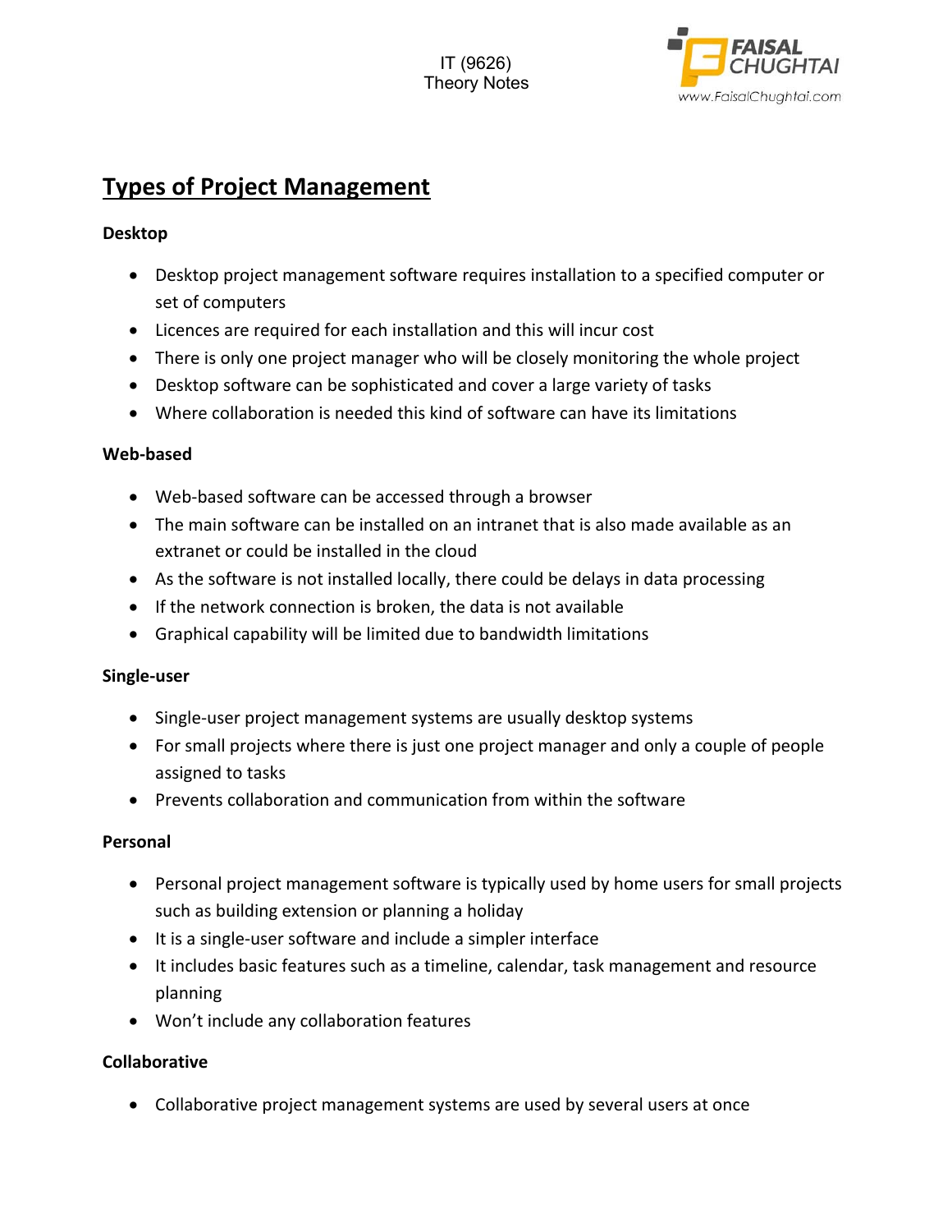## Types of Project Management

**Desktop**

- Desktop project management software requires installation to a specified computer or set of computers
- Licences are required for each installation and this will incur cost
- There is only one project manager who will be closely monitoring the whole project
- Desktop software can be sophisticated and cover a large variety of tasks
- Where collaboration is needed this kind of software can have its limitations

**Web-based**

- Web-based software can be accessed through a browser
- The main software can be installed on an intranet that is also made available as an extranet or could be installed in the cloud
- As the software is not installed locally, there could be delays in data processing
- If the network connection is broken, the data is not available
- Graphical capability will be limited due to bandwidth limitations

**Single-user**

- Single-user project management systems are usually desktop systems
- For small projects where there is just one project manager and only a couple of people assigned to tasks
- Prevents collaboration and communication from within the software

**Personal**

- Personal project management software is typically used by home users for small projects such as building extension or planning a holiday
- It is a single-user software and include a simpler interface
- It includes basic features such as a timeline, calendar, task management and resource planning
- Won't include any collaboration features

**Collaborative**

- Collaborative project management systems are used by several users at once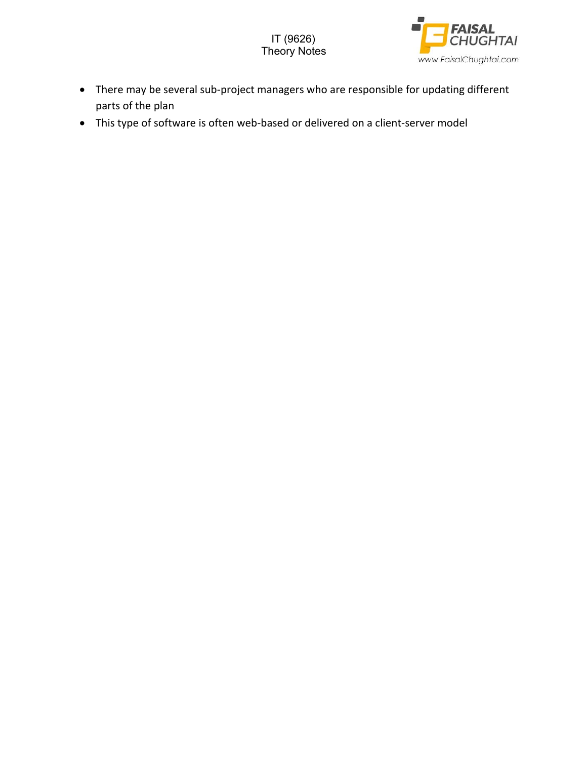- There may be several sub-project managers who are responsible for updating different parts of the plan
- This type of software is often web-based or delivered on a client-server model